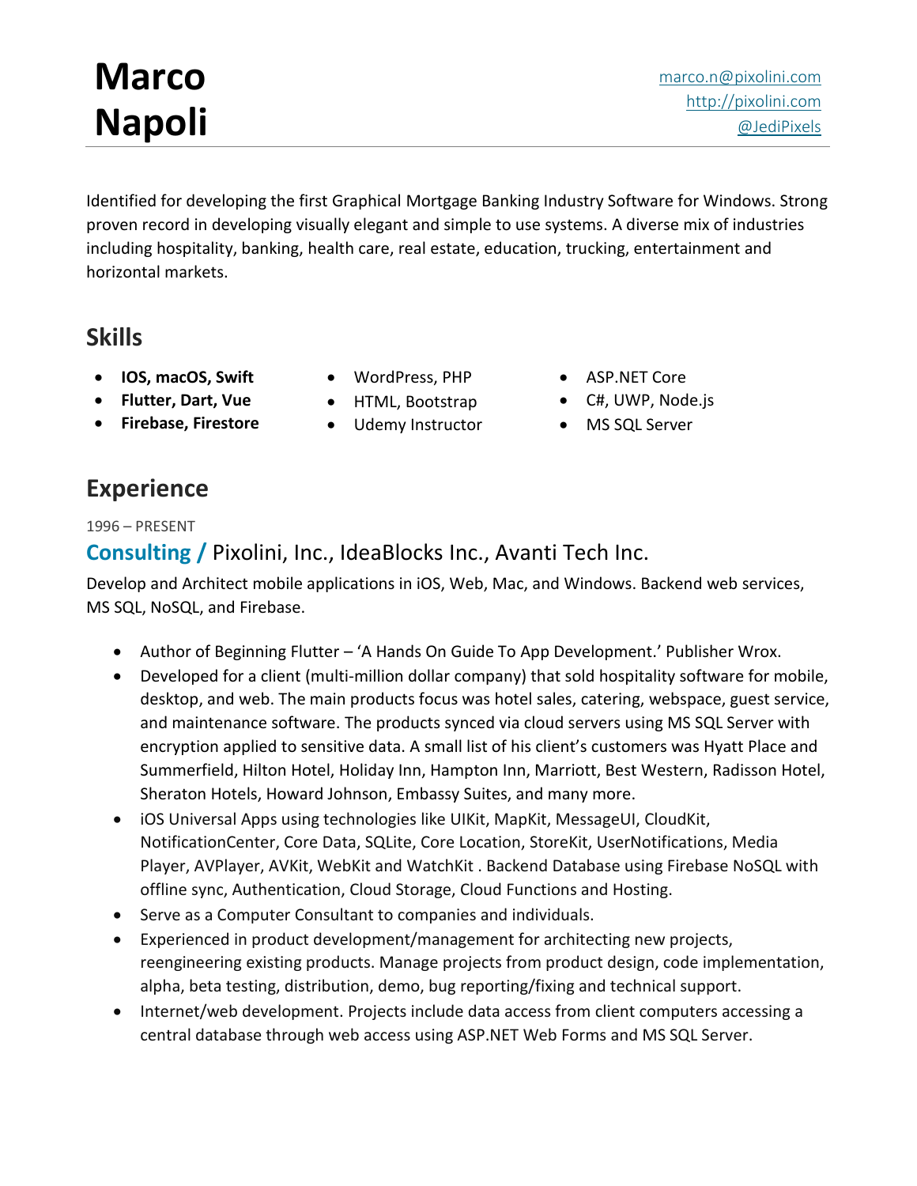# Marco Napoli

marco.n@pixolini.com
http://pixolini.com
@JediPixels

Identified for developing the first Graphical Mortgage Banking Industry Software for Windows. Strong proven record in developing visually elegant and simple to use systems. A diverse mix of industries including hospitality, banking, health care, real estate, education, trucking, entertainment and horizontal markets.

## Skills

- **IOS, macOS, Swift**
- **Flutter, Dart, Vue**
- **Firebase, Firestore**
- WordPress, PHP
- HTML, Bootstrap
- Udemy Instructor
- ASP.NET Core
- C#, UWP, Node.js
- MS SQL Server

## Experience

1996 – PRESENT

### **Consulting /** Pixolini, Inc., IdeaBlocks Inc., Avanti Tech Inc.

Develop and Architect mobile applications in iOS, Web, Mac, and Windows. Backend web services, MS SQL, NoSQL, and Firebase.

- Author of Beginning Flutter – 'A Hands On Guide To App Development.' Publisher Wrox.
- Developed for a client (multi-million dollar company) that sold hospitality software for mobile, desktop, and web. The main products focus was hotel sales, catering, webspace, guest service, and maintenance software. The products synced via cloud servers using MS SQL Server with encryption applied to sensitive data. A small list of his client's customers was Hyatt Place and Summerfield, Hilton Hotel, Holiday Inn, Hampton Inn, Marriott, Best Western, Radisson Hotel, Sheraton Hotels, Howard Johnson, Embassy Suites, and many more.
- iOS Universal Apps using technologies like UIKit, MapKit, MessageUI, CloudKit, NotificationCenter, Core Data, SQLite, Core Location, StoreKit, UserNotifications, Media Player, AVPlayer, AVKit, WebKit and WatchKit . Backend Database using Firebase NoSQL with offline sync, Authentication, Cloud Storage, Cloud Functions and Hosting.
- Serve as a Computer Consultant to companies and individuals.
- Experienced in product development/management for architecting new projects, reengineering existing products. Manage projects from product design, code implementation, alpha, beta testing, distribution, demo, bug reporting/fixing and technical support.
- Internet/web development. Projects include data access from client computers accessing a central database through web access using ASP.NET Web Forms and MS SQL Server.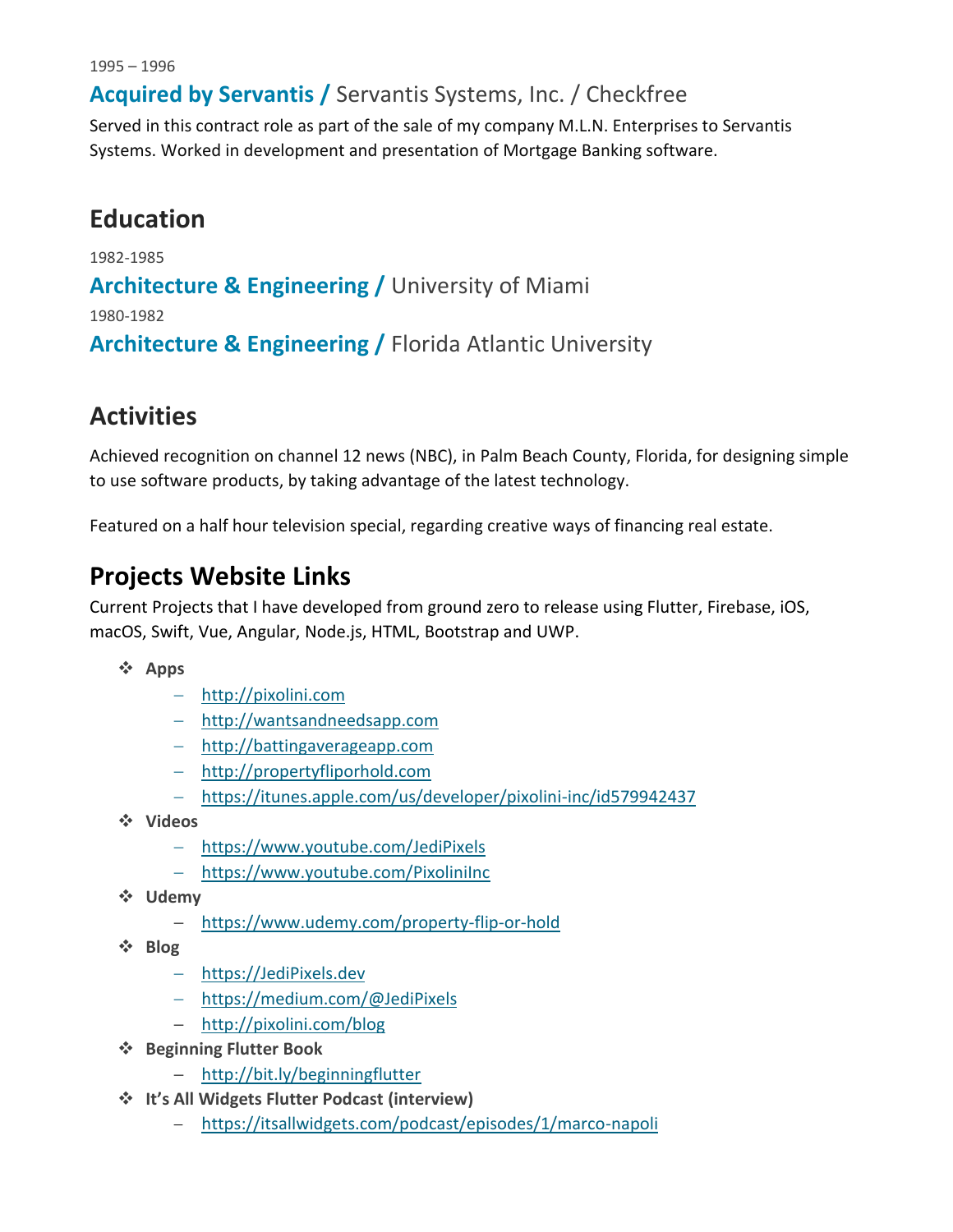1995 – 1996

### **Acquired by Servantis /** Servantis Systems, Inc. / Checkfree

Served in this contract role as part of the sale of my company M.L.N. Enterprises to Servantis Systems. Worked in development and presentation of Mortgage Banking software.

## Education

1982-1985

### **Architecture & Engineering /** University of Miami

1980-1982

### **Architecture & Engineering /** Florida Atlantic University

## Activities

Achieved recognition on channel 12 news (NBC), in Palm Beach County, Florida, for designing simple to use software products, by taking advantage of the latest technology.

Featured on a half hour television special, regarding creative ways of financing real estate.

## Projects Website Links

Current Projects that I have developed from ground zero to release using Flutter, Firebase, iOS, macOS, Swift, Vue, Angular, Node.js, HTML, Bootstrap and UWP.

- **Apps**
  - http://pixolini.com
  - http://wantsandneedsapp.com
  - http://battingaverageapp.com
  - http://propertyfliporhold.com
  - https://itunes.apple.com/us/developer/pixolini-inc/id579942437
- **Videos**
  - https://www.youtube.com/JediPixels
  - https://www.youtube.com/PixoliniInc
- **Udemy**
  - https://www.udemy.com/property-flip-or-hold
- **Blog**
  - https://JediPixels.dev
  - https://medium.com/@JediPixels
  - http://pixolini.com/blog
- **Beginning Flutter Book**
  - http://bit.ly/beginningflutter
- **It's All Widgets Flutter Podcast (interview)**
  - https://itsallwidgets.com/podcast/episodes/1/marco-napoli